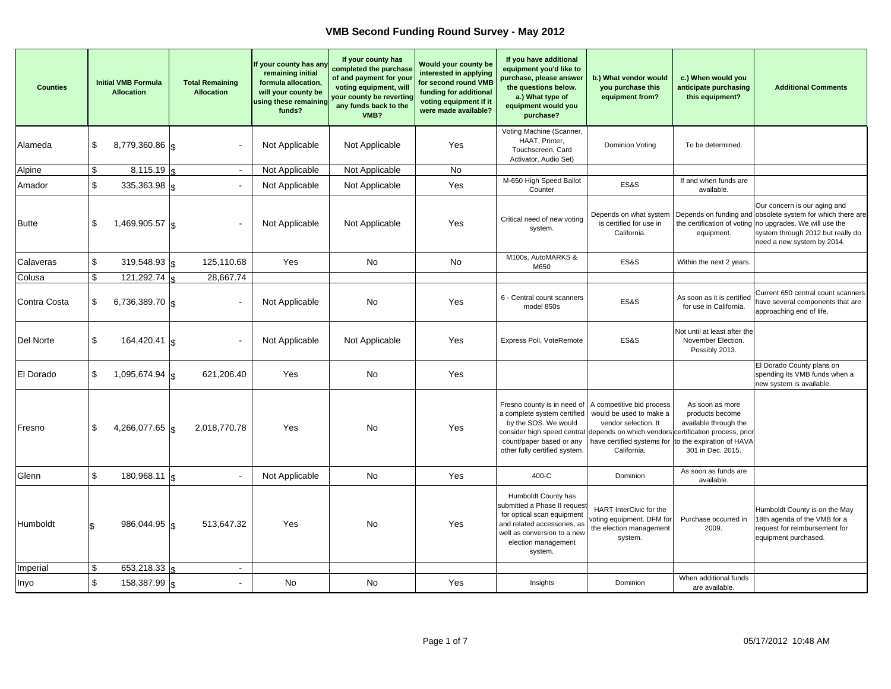# VMB Second Funding Round Survey - May 2012

| Counties | Initial VMB Formula Allocation | Total Remaining Allocation | If your county has any remaining initial formula allocation, will your county be using these remaining funds? | If your county has completed the purchase of and payment for your voting equipment, will your county be reverting any funds back to the VMB? | Would your county be interested in applying for second round VMB funding for additional voting equipment if it were made available? | If you have additional equipment you'd like to purchase, please answer the questions below. a.) What type of equipment would you purchase? | b.) What vendor would you purchase this equipment from? | c.) When would you anticipate purchasing this equipment? | Additional Comments |
|---|---|---|---|---|---|---|---|---|---|
| Alameda | $ 8,779,360.86 | $ - | Not Applicable | Not Applicable | Yes | Voting Machine (Scanner, HAAT, Printer, Touchscreen, Card Activator, Audio Set) | Dominion Voting | To be determined. | |
| Alpine | $ 8,115.19 | $ - | Not Applicable | Not Applicable | No | | | | |
| Amador | $ 335,363.98 | $ - | Not Applicable | Not Applicable | Yes | M-650 High Speed Ballot Counter | ES&S | If and when funds are available. | |
| Butte | $ 1,469,905.57 | $ - | Not Applicable | Not Applicable | Yes | Critical need of new voting system. | Depends on what system is certified for use in California. | Depends on funding and the certification of voting equipment. | Our concern is our aging and obsolete system for which there are no upgrades. We will use the system through 2012 but really do need a new system by 2014. |
| Calaveras | $ 319,548.93 | $ 125,110.68 | Yes | No | No | M100s, AutoMARKS & M650 | ES&S | Within the next 2 years. | |
| Colusa | $ 121,292.74 | $ 28,667.74 | | | | | | | |
| Contra Costa | $ 6,736,389.70 | $ - | Not Applicable | No | Yes | 6 - Central count scanners model 850s | ES&S | As soon as it is certified for use in California. | Current 650 central count scanners have several components that are approaching end of life. |
| Del Norte | $ 164,420.41 | $ - | Not Applicable | Not Applicable | Yes | Express Poll, VoteRemote | ES&S | Not until at least after the November Election. Possibly 2013. | |
| El Dorado | $ 1,095,674.94 | $ 621,206.40 | Yes | No | Yes | | | | El Dorado County plans on spending its VMB funds when a new system is available. |
| Fresno | $ 4,266,077.65 | $ 2,018,770.78 | Yes | No | Yes | Fresno county is in need of a complete system certified by the SOS. We would consider high speed central count/paper based or any other fully certified system. | A competitive bid process would be used to make a vendor selection. It depends on which vendors have certified systems for California. | As soon as more products become available through the certification process, prior to the expiration of HAVA 301 in Dec. 2015. | |
| Glenn | $ 180,968.11 | $ - | Not Applicable | No | Yes | 400-C | Dominion | As soon as funds are available. | |
| Humboldt | $ 986,044.95 | $ 513,647.32 | Yes | No | Yes | Humboldt County has submitted a Phase II request for optical scan equipment and related accessories, as well as conversion to a new election management system. | HART InterCivic for the voting equipment. DFM for the election management system. | Purchase occurred in 2009. | Humboldt County is on the May 18th agenda of the VMB for a request for reimbursement for equipment purchased. |
| Imperial | $ 653,218.33 | $ - | | | | | | | |
| Inyo | $ 158,387.99 | $ - | No | No | Yes | Insights | Dominion | When additional funds are available. | |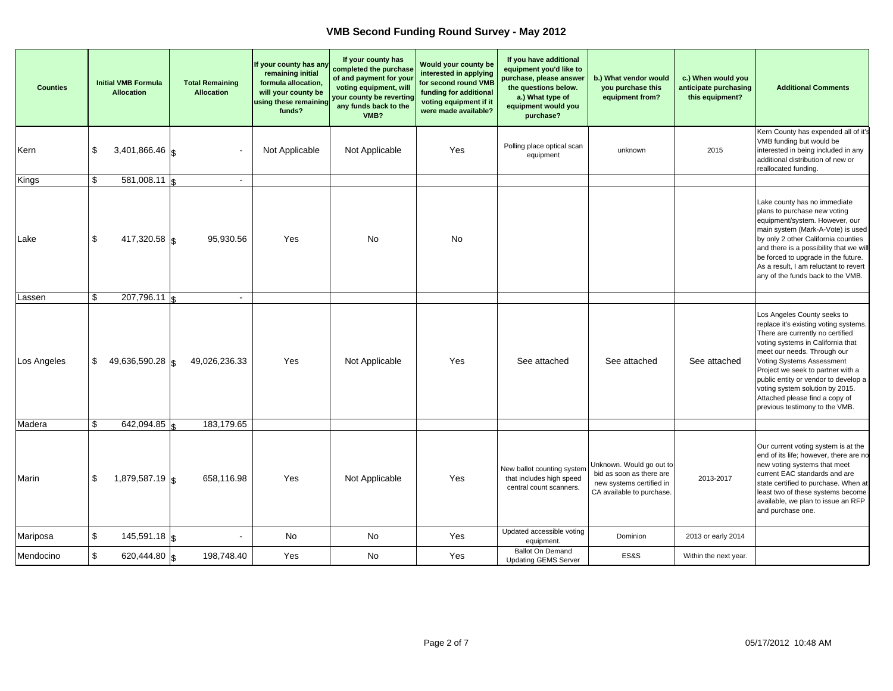# VMB Second Funding Round Survey - May 2012

| Counties | Initial VMB Formula Allocation | Total Remaining Allocation | If your county has any remaining initial formula allocation, will your county be using these remaining funds? | If your county has completed the purchase of and payment for your voting equipment, will your county be reverting any funds back to the VMB? | Would your county be interested in applying for second round VMB funding for additional voting equipment if it were made available? | If you have additional equipment you'd like to purchase, please answer the questions below. a.) What type of equipment would you purchase? | b.) What vendor would you purchase this equipment from? | c.) When would you anticipate purchasing this equipment? | Additional Comments |
|---|---|---|---|---|---|---|---|---|---|
| Kern | $ 3,401,866.46 | $ - | Not Applicable | Not Applicable | Yes | Polling place optical scan equipment | unknown | 2015 | Kern County has expended all of it's VMB funding but would be interested in being included in any additional distribution of new or reallocated funding. |
| Kings | $ 581,008.11 | $ - | | | | | | | |
| Lake | $ 417,320.58 | $ 95,930.56 | Yes | No | No | | | | Lake county has no immediate plans to purchase new voting equipment/system. However, our main system (Mark-A-Vote) is used by only 2 other California counties and there is a possibility that we will be forced to upgrade in the future. As a result, I am reluctant to revert any of the funds back to the VMB. |
| Lassen | $ 207,796.11 | $ - | | | | | | | |
| Los Angeles | $ 49,636,590.28 | $ 49,026,236.33 | Yes | Not Applicable | Yes | See attached | See attached | See attached | Los Angeles County seeks to replace it's existing voting systems. There are currently no certified voting systems in California that meet our needs. Through our Voting Systems Assessment Project we seek to partner with a public entity or vendor to develop a voting system solution by 2015. Attached please find a copy of previous testimony to the VMB. |
| Madera | $ 642,094.85 | $ 183,179.65 | | | | | | | |
| Marin | $ 1,879,587.19 | $ 658,116.98 | Yes | Not Applicable | Yes | New ballot counting system that includes high speed central count scanners. | Unknown. Would go out to bid as soon as there are new systems certified in CA available to purchase. | 2013-2017 | Our current voting system is at the end of its life; however, there are no new voting systems that meet current EAC standards and are state certified to purchase. When at least two of these systems become available, we plan to issue an RFP and purchase one. |
| Mariposa | $ 145,591.18 | $ - | No | No | Yes | Updated accessible voting equipment. | Dominion | 2013 or early 2014 | |
| Mendocino | $ 620,444.80 | $ 198,748.40 | Yes | No | Yes | Ballot On Demand Updating GEMS Server | ES&S | Within the next year. | |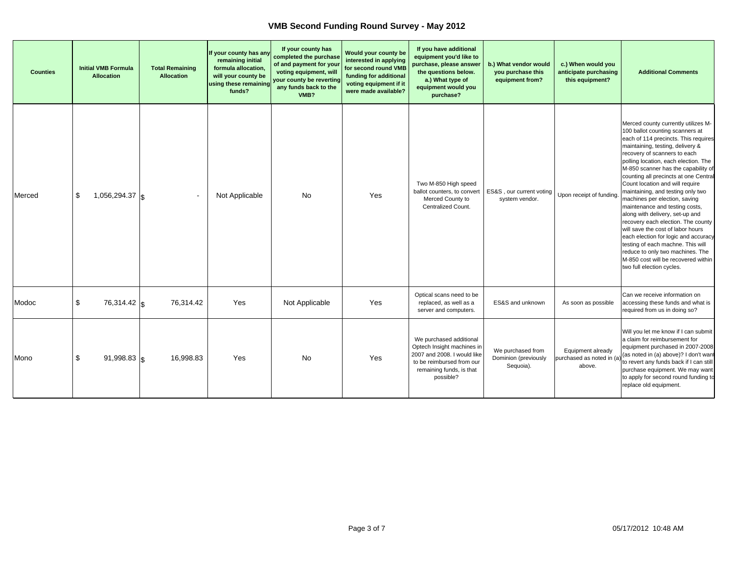# VMB Second Funding Round Survey - May 2012

| Counties | Initial VMB Formula Allocation | Total Remaining Allocation | If your county has any remaining initial formula allocation, will your county be using these remaining funds? | If your county has completed the purchase of and payment for your voting equipment, will your county be reverting any funds back to the VMB? | Would your county be interested in applying for second round VMB funding for additional voting equipment if it were made available? | If you have additional equipment you'd like to purchase, please answer the questions below. a.) What type of equipment would you purchase? | b.) What vendor would you purchase this equipment from? | c.) When would you anticipate purchasing this equipment? | Additional Comments |
|---|---|---|---|---|---|---|---|---|---|
| Merced | $ 1,056,294.37 | $ - | Not Applicable | No | Yes | Two M-850 High speed ballot counters, to convert Merced County to Centralized Count. | ES&S , our current voting system vendor. | Upon receipt of funding. | Merced county currently utilizes M-100 ballot counting scanners at each of 114 precincts. This requires maintaining, testing, delivery & recovery of scanners to each polling location, each election. The M-850 scanner has the capability of counting all precincts at one Central Count location and will require maintaining, and testing only two machines per election, saving maintenance and testing costs, along with delivery, set-up and recovery each election. The county will save the cost of labor hours each election for logic and accuracy testing of each machne. This will reduce to only two machines. The M-850 cost will be recovered within two full election cycles. |
| Modoc | $ 76,314.42 | $ 76,314.42 | Yes | Not Applicable | Yes | Optical scans need to be replaced, as well as a server and computers. | ES&S and unknown | As soon as possible | Can we receive information on accessing these funds and what is required from us in doing so? |
| Mono | $ 91,998.83 | $ 16,998.83 | Yes | No | Yes | We purchased additional Optech Insight machines in 2007 and 2008. I would like to be reimbursed from our remaining funds, is that possible? | We purchased from Dominion (previously Sequoia). | Equipment already purchased as noted in (a) above. | Will you let me know if I can submit a claim for reimbursement for equipment purchased in 2007-2008 (as noted in (a) above)? I don't want to revert any funds back if I can still purchase equipment. We may want to apply for second round funding to replace old equipment. |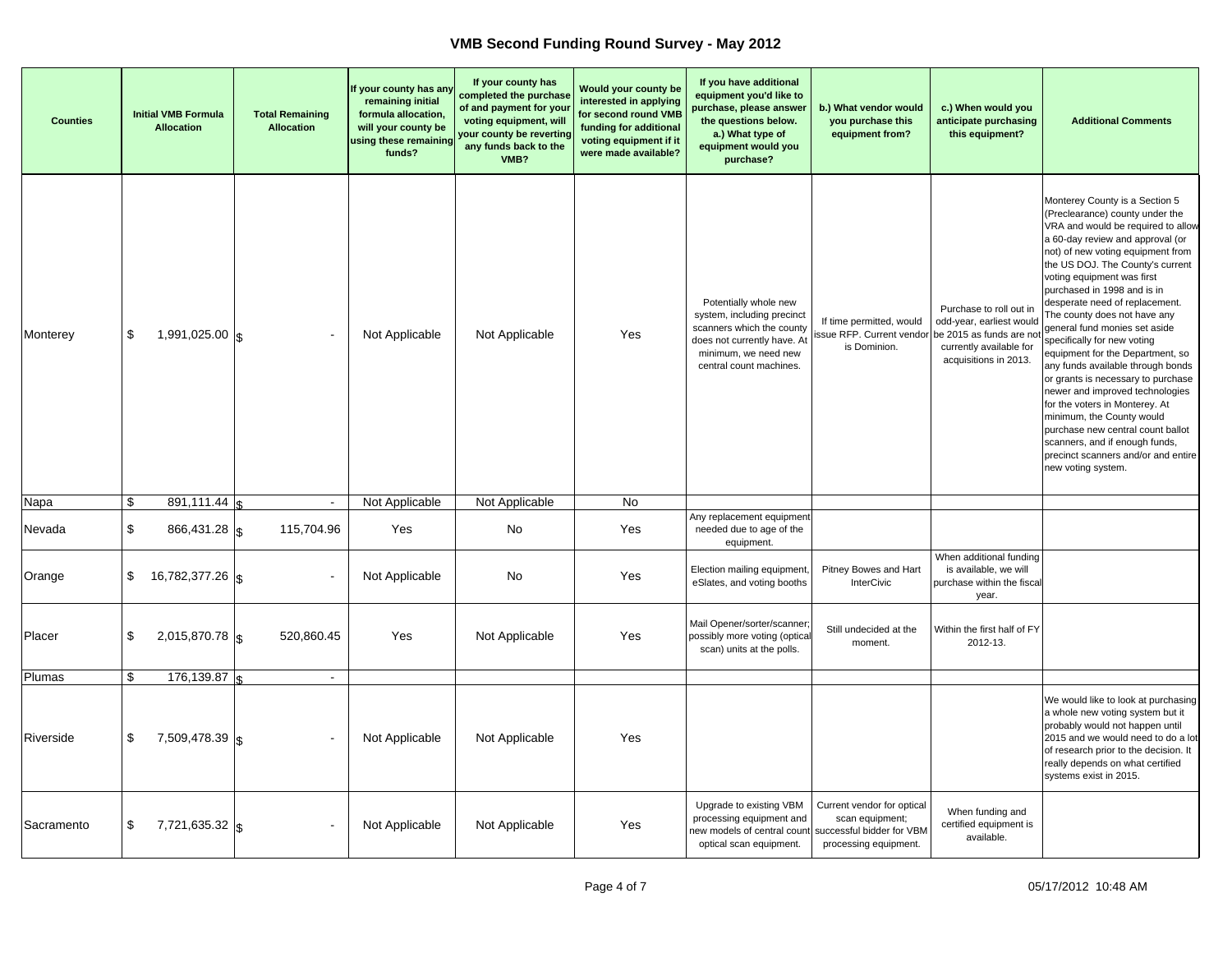# VMB Second Funding Round Survey - May 2012

| Counties | Initial VMB Formula Allocation | Total Remaining Allocation | If your county has any remaining initial formula allocation, will your county be using these remaining funds? | If your county has completed the purchase of and payment for your voting equipment, will your county be reverting any funds back to the VMB? | Would your county be interested in applying for second round VMB funding for additional voting equipment if it were made available? | If you have additional equipment you'd like to purchase, please answer the questions below. a.) What type of equipment would you purchase? | b.) What vendor would you purchase this equipment from? | c.) When would you anticipate purchasing this equipment? | Additional Comments |
|---|---|---|---|---|---|---|---|---|---|
| Monterey | $ 1,991,025.00 | $ - | Not Applicable | Not Applicable | Yes | Potentially whole new system, including precinct scanners which the county does not currently have. At minimum, we need new central count machines. | If time permitted, would issue RFP. Current vendor is Dominion. | Purchase to roll out in odd-year, earliest would be 2015 as funds are not currently available for acquisitions in 2013. | Monterey County is a Section 5 (Preclearance) county under the VRA and would be required to allow a 60-day review and approval (or not) of new voting equipment from the US DOJ. The County's current voting equipment was first purchased in 1998 and is in desperate need of replacement. The county does not have any general fund monies set aside specifically for new voting equipment for the Department, so any funds available through bonds or grants is necessary to purchase newer and improved technologies for the voters in Monterey. At minimum, the County would purchase new central count ballot scanners, and if enough funds, precinct scanners and/or and entire new voting system. |
| Napa | $ 891,111.44 | $ - | Not Applicable | Not Applicable | No | | | | |
| Nevada | $ 866,431.28 | $ 115,704.96 | Yes | No | Yes | Any replacement equipment needed due to age of the equipment. | | | |
| Orange | $ 16,782,377.26 | $ - | Not Applicable | No | Yes | Election mailing equipment, eSlates, and voting booths | Pitney Bowes and Hart InterCivic | When additional funding is available, we will purchase within the fiscal year. | |
| Placer | $ 2,015,870.78 | $ 520,860.45 | Yes | Not Applicable | Yes | Mail Opener/sorter/scanner; possibly more voting (optical scan) units at the polls. | Still undecided at the moment. | Within the first half of FY 2012-13. | |
| Plumas | $ 176,139.87 | $ - | | | | | | | |
| Riverside | $ 7,509,478.39 | $ - | Not Applicable | Not Applicable | Yes | | | | We would like to look at purchasing a whole new voting system but it probably would not happen until 2015 and we would need to do a lot of research prior to the decision. It really depends on what certified systems exist in 2015. |
| Sacramento | $ 7,721,635.32 | $ - | Not Applicable | Not Applicable | Yes | Upgrade to existing VBM processing equipment and new models of central count optical scan equipment. | Current vendor for optical scan equipment; successful bidder for VBM processing equipment. | When funding and certified equipment is available. | |

05/17/2012 10:48 AM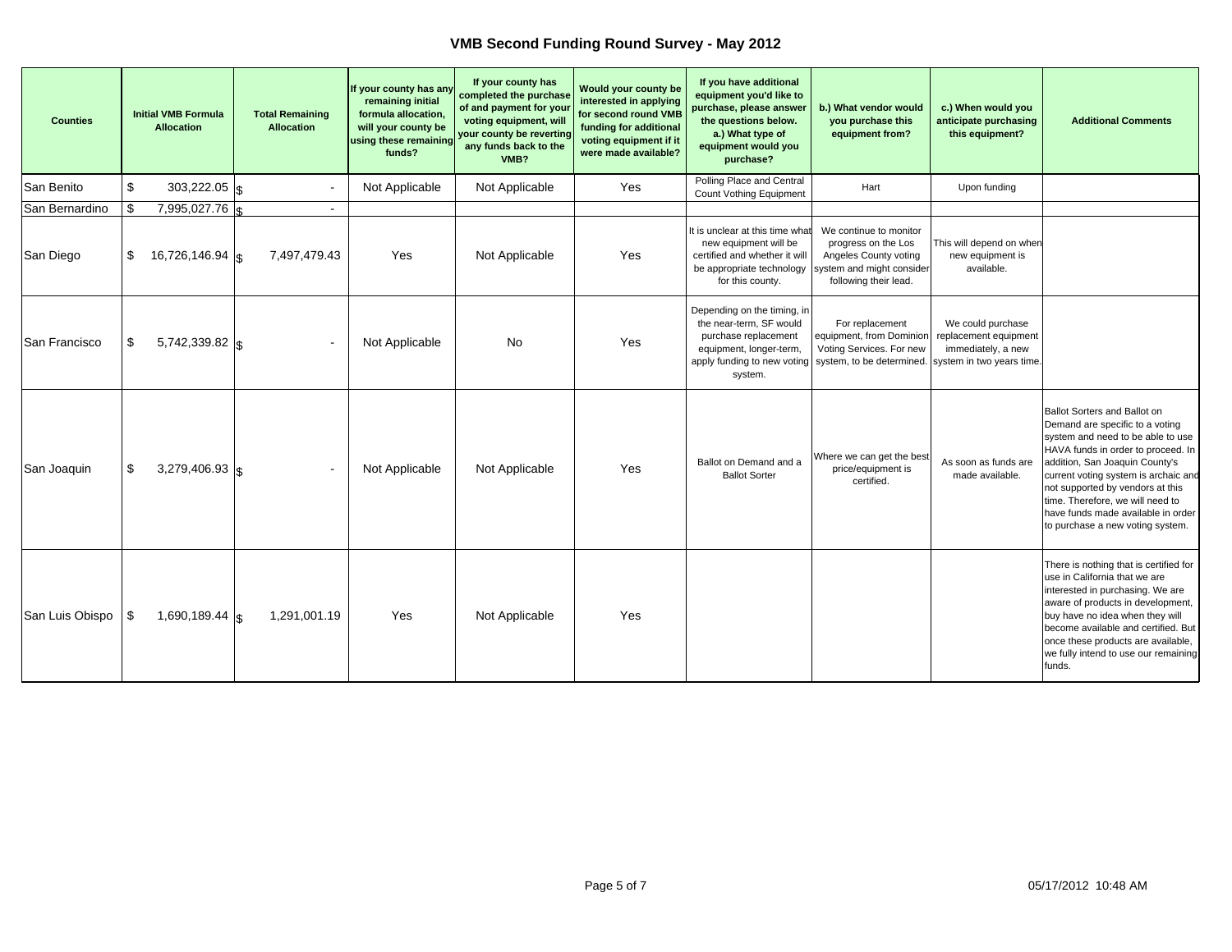# VMB Second Funding Round Survey - May 2012

| Counties | Initial VMB Formula Allocation | Total Remaining Allocation | If your county has any remaining initial formula allocation, will your county be using these remaining funds? | If your county has completed the purchase of and payment for your voting equipment, will your county be reverting any funds back to the VMB? | Would your county be interested in applying for second round VMB funding for additional voting equipment if it were made available? | If you have additional equipment you'd like to purchase, please answer the questions below. a.) What type of equipment would you purchase? | b.) What vendor would you purchase this equipment from? | c.) When would you anticipate purchasing this equipment? | Additional Comments |
|---|---|---|---|---|---|---|---|---|---|
| San Benito | $ 303,222.05 | $ - | Not Applicable | Not Applicable | Yes | Polling Place and Central Count Vothing Equipment | Hart | Upon funding | |
| San Bernardino | $ 7,995,027.76 | $ - | | | | | | | |
| San Diego | $ 16,726,146.94 | $ 7,497,479.43 | Yes | Not Applicable | Yes | It is unclear at this time what new equipment will be certified and whether it will be appropriate technology for this county. | We continue to monitor progress on the Los Angeles County voting system and might consider following their lead. | This will depend on when new equipment is available. | |
| San Francisco | $ 5,742,339.82 | $ - | Not Applicable | No | Yes | Depending on the timing, in the near-term, SF would purchase replacement equipment, longer-term, apply funding to new voting system. | For replacement equipment, from Dominion Voting Services. For new system, to be determined. | We could purchase replacement equipment immediately, a new system in two years time. | |
| San Joaquin | $ 3,279,406.93 | $ - | Not Applicable | Not Applicable | Yes | Ballot on Demand and a Ballot Sorter | Where we can get the best price/equipment is certified. | As soon as funds are made available. | Ballot Sorters and Ballot on Demand are specific to a voting system and need to be able to use HAVA funds in order to proceed. In addition, San Joaquin County's current voting system is archaic and not supported by vendors at this time. Therefore, we will need to have funds made available in order to purchase a new voting system. |
| San Luis Obispo | $ 1,690,189.44 | $ 1,291,001.19 | Yes | Not Applicable | Yes | | | | There is nothing that is certified for use in California that we are interested in purchasing. We are aware of products in development, buy have no idea when they will become available and certified. But once these products are available, we fully intend to use our remaining funds. |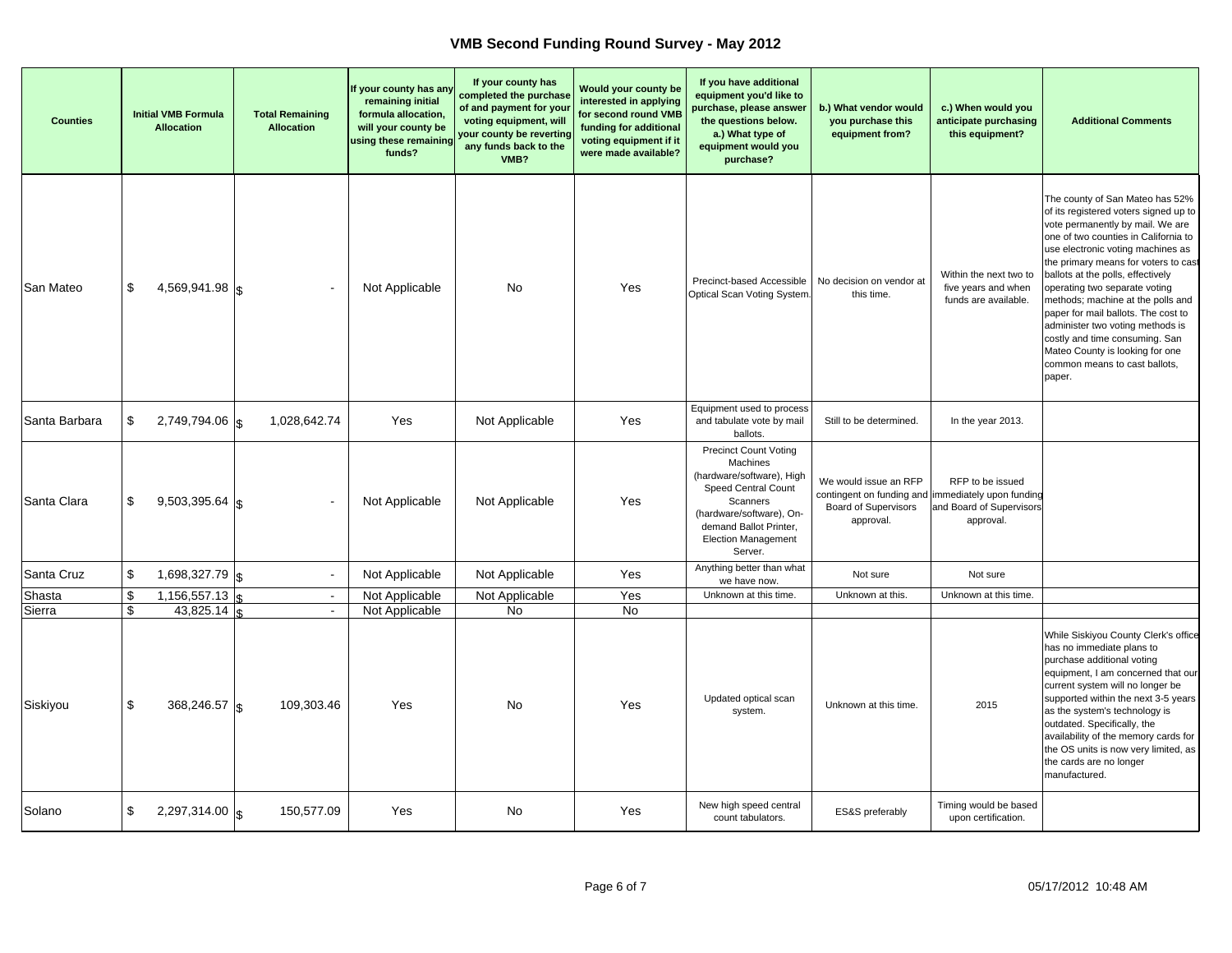# VMB Second Funding Round Survey - May 2012

| Counties | Initial VMB Formula Allocation | Total Remaining Allocation | If your county has any remaining initial formula allocation, will your county be using these remaining funds? | If your county has completed the purchase of and payment for your voting equipment, will your county be reverting any funds back to the VMB? | Would your county be interested in applying for second round VMB funding for additional voting equipment if it were made available? | If you have additional equipment you'd like to purchase, please answer the questions below. a.) What type of equipment would you purchase? | b.) What vendor would you purchase this equipment from? | c.) When would you anticipate purchasing this equipment? | Additional Comments |
|---|---|---|---|---|---|---|---|---|---|
| San Mateo | $ 4,569,941.98 | $ - | Not Applicable | No | Yes | Precinct-based Accessible Optical Scan Voting System. | No decision on vendor at this time. | Within the next two to five years and when funds are available. | The county of San Mateo has 52% of its registered voters signed up to vote permanently by mail. We are one of two counties in California to use electronic voting machines as the primary means for voters to cast ballots at the polls, effectively operating two separate voting methods; machine at the polls and paper for mail ballots. The cost to administer two voting methods is costly and time consuming. San Mateo County is looking for one common means to cast ballots, paper. |
| Santa Barbara | $ 2,749,794.06 | $ 1,028,642.74 | Yes | Not Applicable | Yes | Equipment used to process and tabulate vote by mail ballots. | Still to be determined. | In the year 2013. | |
| Santa Clara | $ 9,503,395.64 | $ - | Not Applicable | Not Applicable | Yes | Precinct Count Voting Machines (hardware/software), High Speed Central Count Scanners (hardware/software), On-demand Ballot Printer, Election Management Server. | We would issue an RFP contingent on funding and Board of Supervisors approval. | RFP to be issued immediately upon funding and Board of Supervisors approval. | |
| Santa Cruz | $ 1,698,327.79 | $ - | Not Applicable | Not Applicable | Yes | Anything better than what we have now. | Not sure | Not sure | |
| Shasta | $ 1,156,557.13 | $ - | Not Applicable | Not Applicable | Yes | Unknown at this time. | Unknown at this. | Unknown at this time. | |
| Sierra | $ 43,825.14 | $ - | Not Applicable | No | No | | | | |
| Siskiyou | $ 368,246.57 | $ 109,303.46 | Yes | No | Yes | Updated optical scan system. | Unknown at this time. | 2015 | While Siskiyou County Clerk's office has no immediate plans to purchase additional voting equipment, I am concerned that our current system will no longer be supported within the next 3-5 years as the system's technology is outdated. Specifically, the availability of the memory cards for the OS units is now very limited, as the cards are no longer manufactured. |
| Solano | $ 2,297,314.00 | $ 150,577.09 | Yes | No | Yes | New high speed central count tabulators. | ES&S preferably | Timing would be based upon certification. | |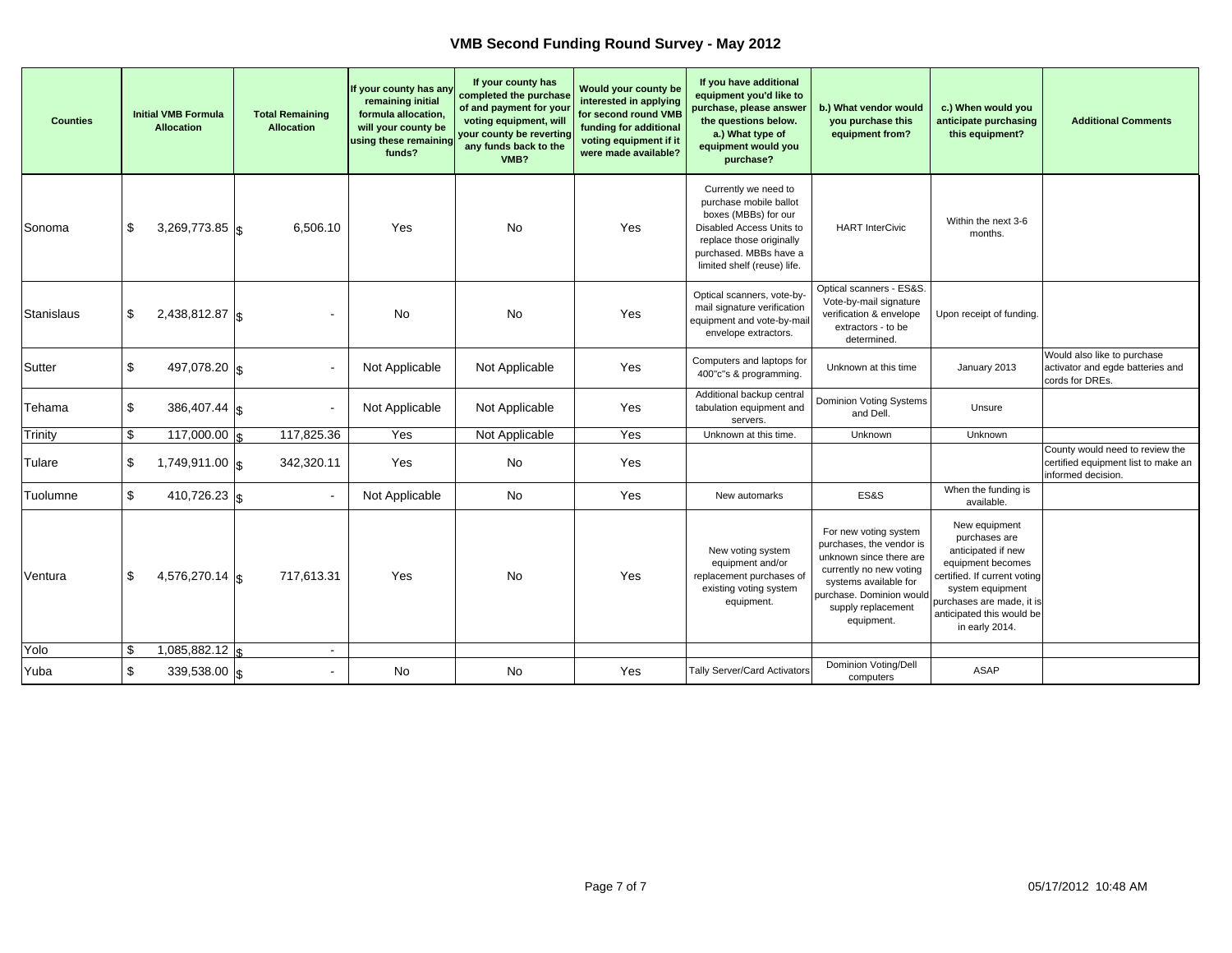# VMB Second Funding Round Survey - May 2012

| Counties | Initial VMB Formula Allocation | Total Remaining Allocation | If your county has any remaining initial formula allocation, will your county be using these remaining funds? | If your county has completed the purchase of and payment for your voting equipment, will your county be reverting any funds back to the VMB? | Would your county be interested in applying for second round VMB funding for additional voting equipment if it were made available? | If you have additional equipment you'd like to purchase, please answer the questions below. a.) What type of equipment would you purchase? | b.) What vendor would you purchase this equipment from? | c.) When would you anticipate purchasing this equipment? | Additional Comments |
|---|---|---|---|---|---|---|---|---|---|
| Sonoma | $ 3,269,773.85 | $ 6,506.10 | Yes | No | Yes | Currently we need to purchase mobile ballot boxes (MBBs) for our Disabled Access Units to replace those originally purchased. MBBs have a limited shelf (reuse) life. | HART InterCivic | Within the next 3-6 months. | |
| Stanislaus | $ 2,438,812.87 | $ - | No | No | Yes | Optical scanners, vote-by-mail signature verification equipment and vote-by-mail envelope extractors. | Optical scanners - ES&S. Vote-by-mail signature verification & envelope extractors - to be determined. | Upon receipt of funding. | |
| Sutter | $ 497,078.20 | $ - | Not Applicable | Not Applicable | Yes | Computers and laptops for 400"c"s & programming. | Unknown at this time | January 2013 | Would also like to purchase activator and egde batteries and cords for DREs. |
| Tehama | $ 386,407.44 | $ - | Not Applicable | Not Applicable | Yes | Additional backup central tabulation equipment and servers. | Dominion Voting Systems and Dell. | Unsure | |
| Trinity | $ 117,000.00 | $ 117,825.36 | Yes | Not Applicable | Yes | Unknown at this time. | Unknown | Unknown | |
| Tulare | $ 1,749,911.00 | $ 342,320.11 | Yes | No | Yes | | | | County would need to review the certified equipment list to make an informed decision. |
| Tuolumne | $ 410,726.23 | $ - | Not Applicable | No | Yes | New automarks | ES&S | When the funding is available. | |
| Ventura | $ 4,576,270.14 | $ 717,613.31 | Yes | No | Yes | New voting system equipment and/or replacement purchases of existing voting system equipment. | For new voting system purchases, the vendor is unknown since there are currently no new voting systems available for purchase. Dominion would supply replacement equipment. | New equipment purchases are anticipated if new equipment becomes certified. If current voting system equipment purchases are made, it is anticipated this would be in early 2014. | |
| Yolo | $ 1,085,882.12 | $ - | | | | | | | |
| Yuba | $ 339,538.00 | $ - | No | No | Yes | Tally Server/Card Activators | Dominion Voting/Dell computers | ASAP | |

05/17/2012 10:48 AM